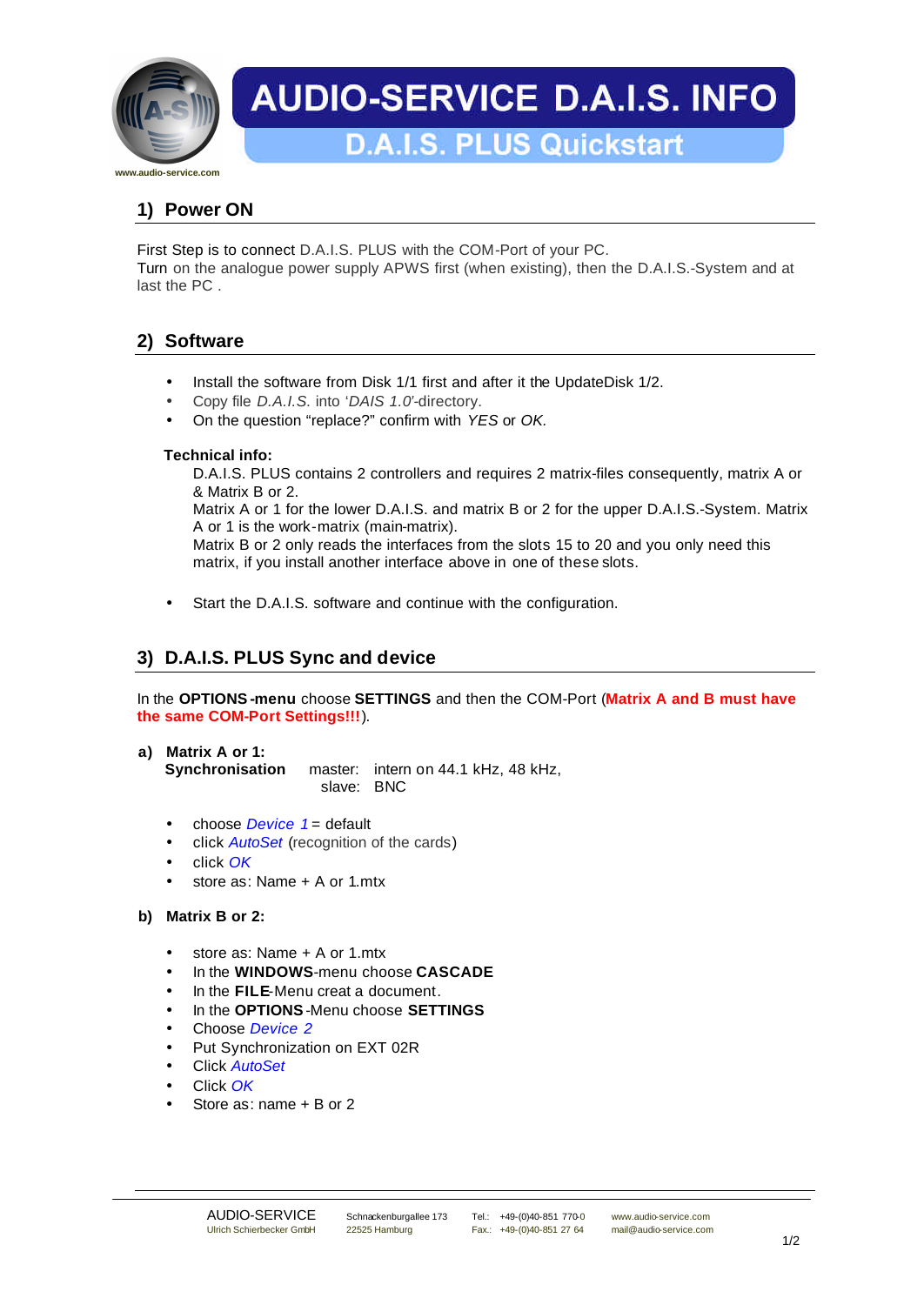# AUDIO-SERVICE D.A.I.S. INFO

## D.A.I.S. PLUS Quickstart

www.audio-service.com

## 1) Power ON

First Step is to connect D.A.I.S. PLUS with the COM-Port of your PC.
Turn on the analogue power supply APWS first (when existing), then the D.A.I.S.-System and at last the PC .

## 2) Software

- Install the software from Disk 1/1 first and after it the UpdateDisk 1/2.
- Copy file *D.A.I.S.* into '*DAIS 1.0*'-directory.
- On the question "replace?" confirm with *YES* or *OK.*

**Technical info:**

D.A.I.S. PLUS contains 2 controllers and requires 2 matrix-files consequently, matrix A or & Matrix B or 2.
Matrix A or 1 for the lower D.A.I.S. and matrix B or 2 for the upper D.A.I.S.-System. Matrix A or 1 is the work-matrix (main-matrix).
Matrix B or 2 only reads the interfaces from the slots 15 to 20 and you only need this matrix, if you install another interface above in one of these slots.

- Start the D.A.I.S. software and continue with the configuration.

## 3) D.A.I.S. PLUS Sync and device

In the **OPTIONS-menu** choose **SETTINGS** and then the COM-Port (**Matrix A and B must have the same COM-Port Settings!!!**).

**a) Matrix A or 1:**

**Synchronisation** master: intern on 44.1 kHz, 48 kHz,
slave: BNC

- choose *Device 1* = default
- click *AutoSet* (recognition of the cards)
- click *OK*
- store as: Name + A or 1.mtx

**b) Matrix B or 2:**

- store as: Name + A or 1.mtx
- In the **WINDOWS**-menu choose **CASCADE**
- In the **FILE**-Menu creat a document.
- In the **OPTIONS**-Menu choose **SETTINGS**
- Choose *Device 2*
- Put Synchronization on EXT 02R
- Click *AutoSet*
- Click *OK*
- Store as: name + B or 2

AUDIO-SERVICE Ulrich Schierbecker GmbH | Schnackenburgallee 173, 22525 Hamburg | Tel.: +49-(0)40-851 770-0, Fax.: +49-(0)40-851 27 64 | www.audio-service.com, mail@audio-service.com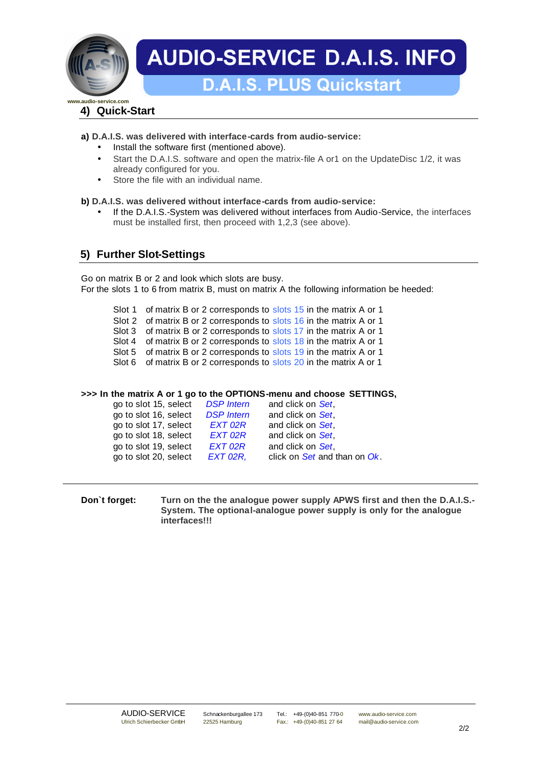# AUDIO-SERVICE D.A.I.S. INFO

## D.A.I.S. PLUS Quickstart

www.audio-service.com

## 4) Quick-Start

**a) D.A.I.S. was delivered with interface-cards from audio-service:**

- Install the software first (mentioned above).
- Start the D.A.I.S. software and open the matrix-file A or1 on the UpdateDisc 1/2, it was already configured for you.
- Store the file with an individual name.

**b) D.A.I.S. was delivered without interface-cards from audio-service:**

- If the D.A.I.S.-System was delivered without interfaces from Audio-Service, the interfaces must be installed first, then proceed with 1,2,3 (see above).

## 5) Further Slot-Settings

Go on matrix B or 2 and look which slots are busy.
For the slots 1 to 6 from matrix B, must on matrix A the following information be heeded:

Slot 1 of matrix B or 2 corresponds to slots 15 in the matrix A or 1
Slot 2 of matrix B or 2 corresponds to slots 16 in the matrix A or 1
Slot 3 of matrix B or 2 corresponds to slots 17 in the matrix A or 1
Slot 4 of matrix B or 2 corresponds to slots 18 in the matrix A or 1
Slot 5 of matrix B or 2 corresponds to slots 19 in the matrix A or 1
Slot 6 of matrix B or 2 corresponds to slots 20 in the matrix A or 1

**>>> In the matrix A or 1 go to the OPTIONS-menu and choose SETTINGS,**

go to slot 15, select *DSP Intern* and click on *Set*,
go to slot 16, select *DSP Intern* and click on *Set*,
go to slot 17, select *EXT 02R* and click on *Set*,
go to slot 18, select *EXT 02R* and click on *Set*,
go to slot 19, select *EXT 02R* and click on *Set*,
go to slot 20, select *EXT 02R,* click on *Set* and than on *Ok*.

---

**Don`t forget:** **Turn on the the analogue power supply APWS first and then the D.A.I.S.-System. The optional-analogue power supply is only for the analogue interfaces!!!**

AUDIO-SERVICE
Ulrich Schierbecker GmbH
Schnackenburgallee 173
22525 Hamburg
Tel.: +49-(0)40-851 770-0
Fax.: +49-(0)40-851 27 64
www.audio-service.com
mail@audio-service.com